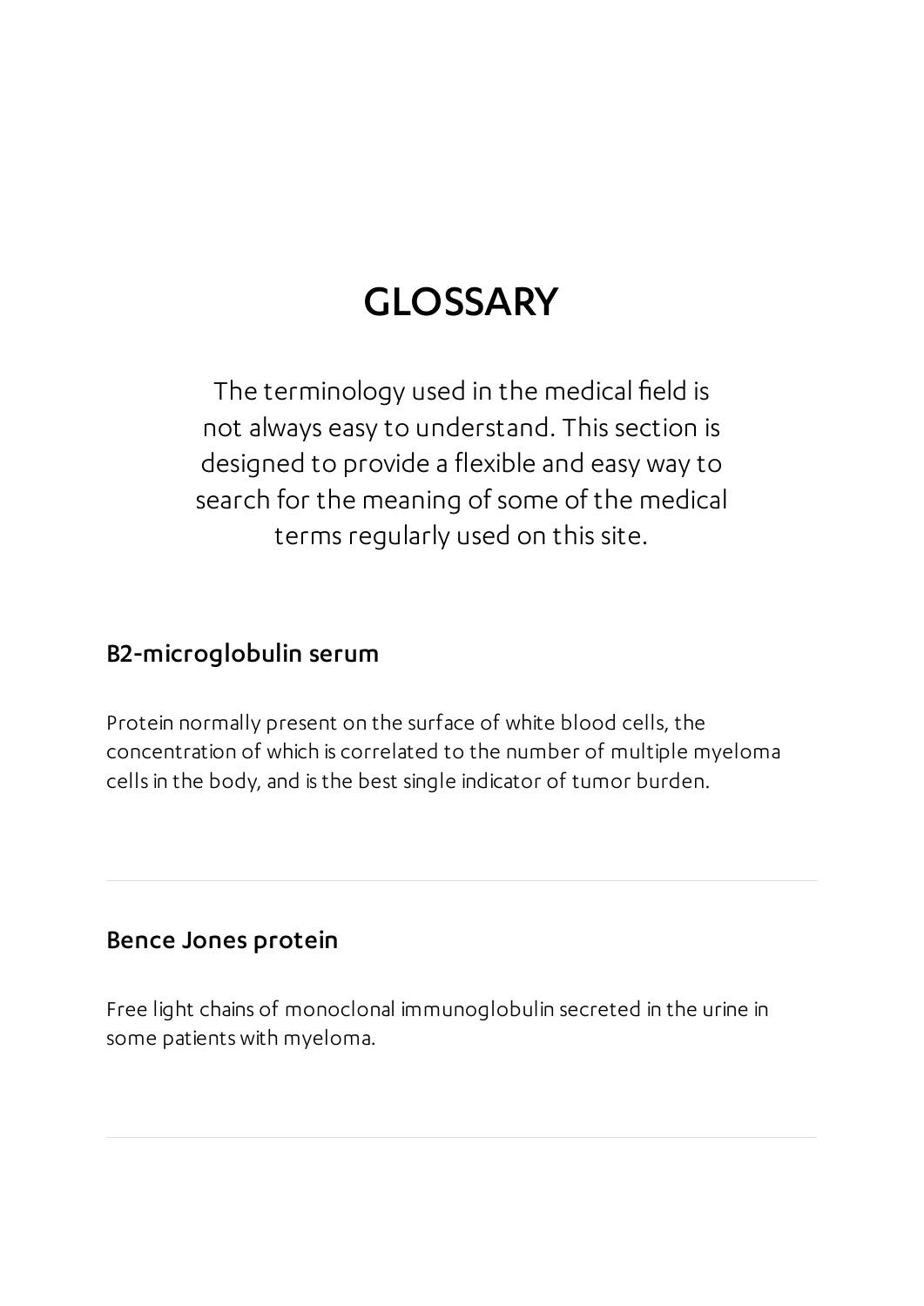# GLOSSARY

The terminology used in the medical field is not always easy to understand. This section is designed to provide a flexible and easy way to search for the meaning of some of the medical terms regularly used on this site.

### B2-microglobulin serum

Protein normally present on the surface of white blood cells, the concentration of which is correlated to the number of multiple myeloma cells in the body, and is the best single indicator of tumor burden.

---

### Bence Jones protein

Free light chains of monoclonal immunoglobulin secreted in the urine in some patients with myeloma.

---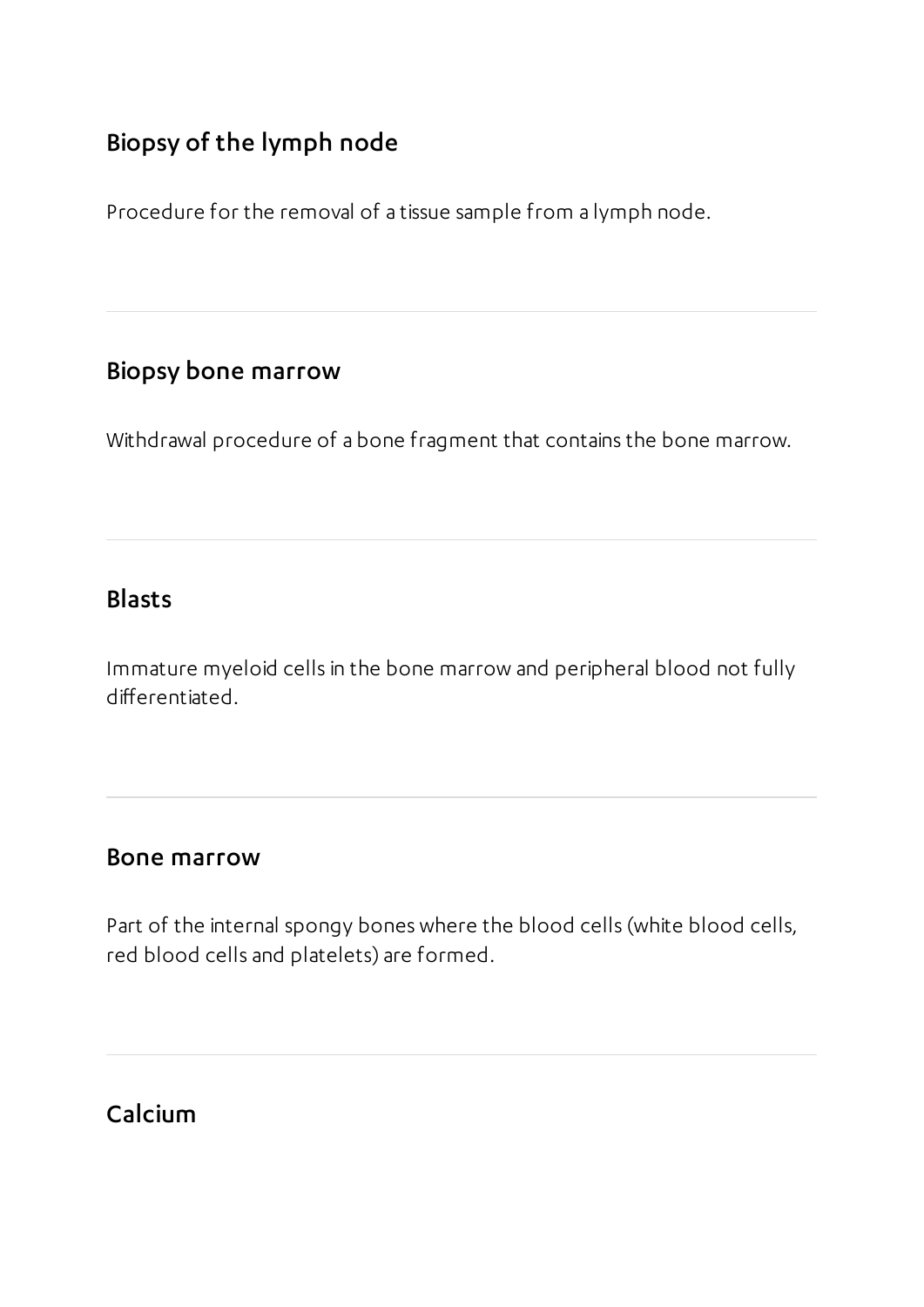## Biopsy of the lymph node

Procedure for the removal of a tissue sample from a lymph node.

---

## Biopsy bone marrow

Withdrawal procedure of a bone fragment that contains the bone marrow.

---

## Blasts

Immature myeloid cells in the bone marrow and peripheral blood not fully differentiated.

---

## Bone marrow

Part of the internal spongy bones where the blood cells (white blood cells, red blood cells and platelets) are formed.

---

## Calcium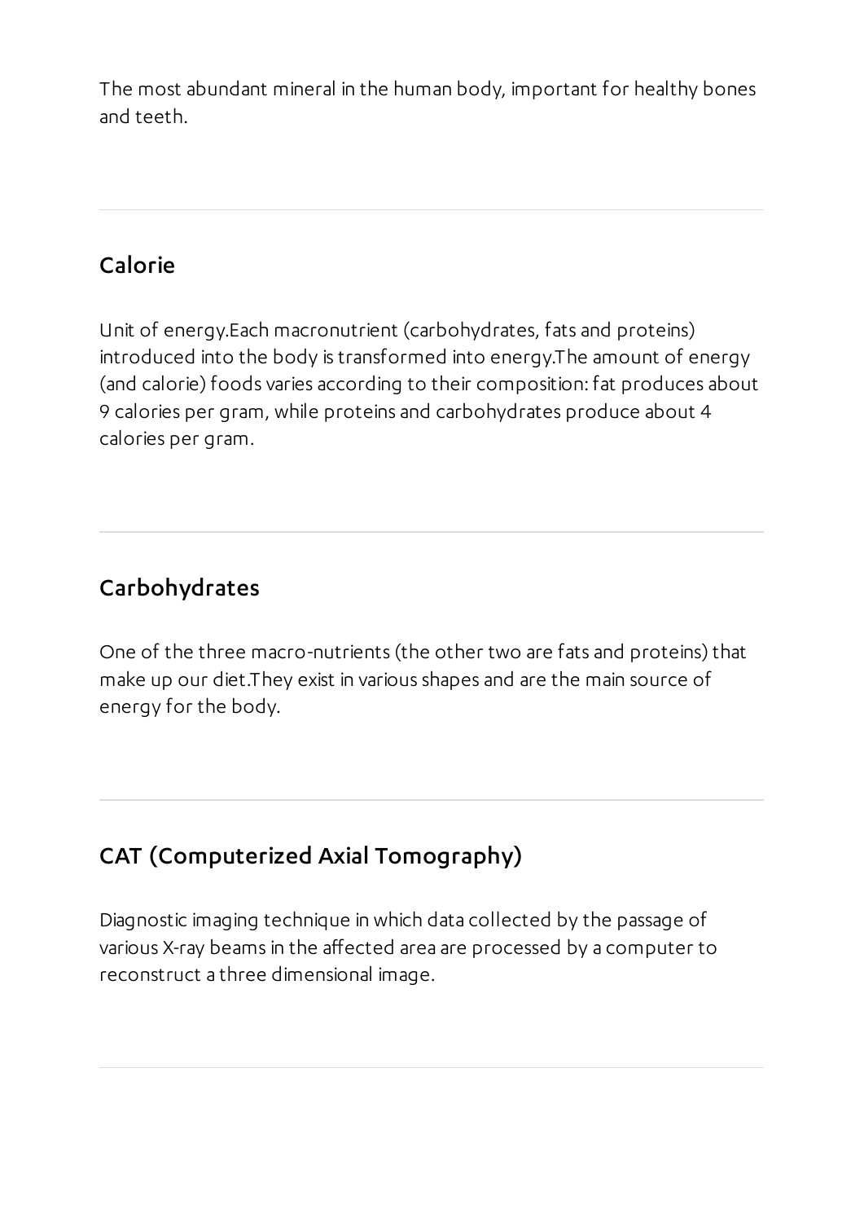The most abundant mineral in the human body, important for healthy bones and teeth.

---

## Calorie

Unit of energy.Each macronutrient (carbohydrates, fats and proteins) introduced into the body is transformed into energy.The amount of energy (and calorie) foods varies according to their composition: fat produces about 9 calories per gram, while proteins and carbohydrates produce about 4 calories per gram.

---

## Carbohydrates

One of the three macro-nutrients (the other two are fats and proteins) that make up our diet.They exist in various shapes and are the main source of energy for the body.

---

## CAT (Computerized Axial Tomography)

Diagnostic imaging technique in which data collected by the passage of various X-ray beams in the affected area are processed by a computer to reconstruct a three dimensional image.

---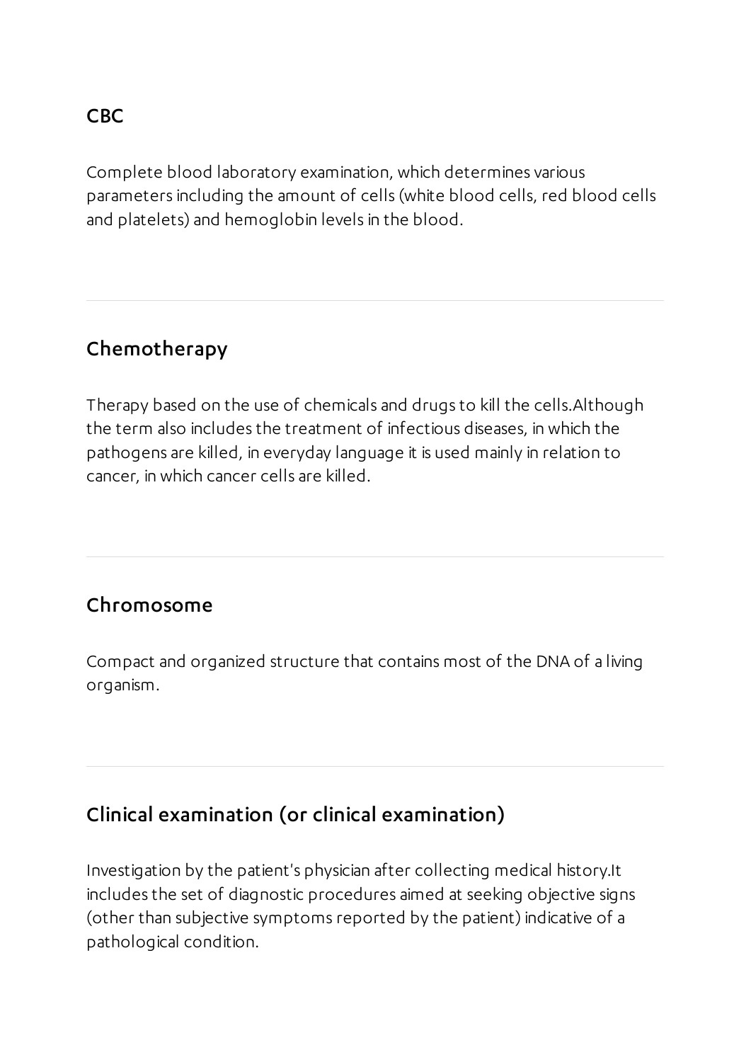## CBC

Complete blood laboratory examination, which determines various parameters including the amount of cells (white blood cells, red blood cells and platelets) and hemoglobin levels in the blood.

---

## Chemotherapy

Therapy based on the use of chemicals and drugs to kill the cells.Although the term also includes the treatment of infectious diseases, in which the pathogens are killed, in everyday language it is used mainly in relation to cancer, in which cancer cells are killed.

---

## Chromosome

Compact and organized structure that contains most of the DNA of a living organism.

---

## Clinical examination (or clinical examination)

Investigation by the patient's physician after collecting medical history.It includes the set of diagnostic procedures aimed at seeking objective signs (other than subjective symptoms reported by the patient) indicative of a pathological condition.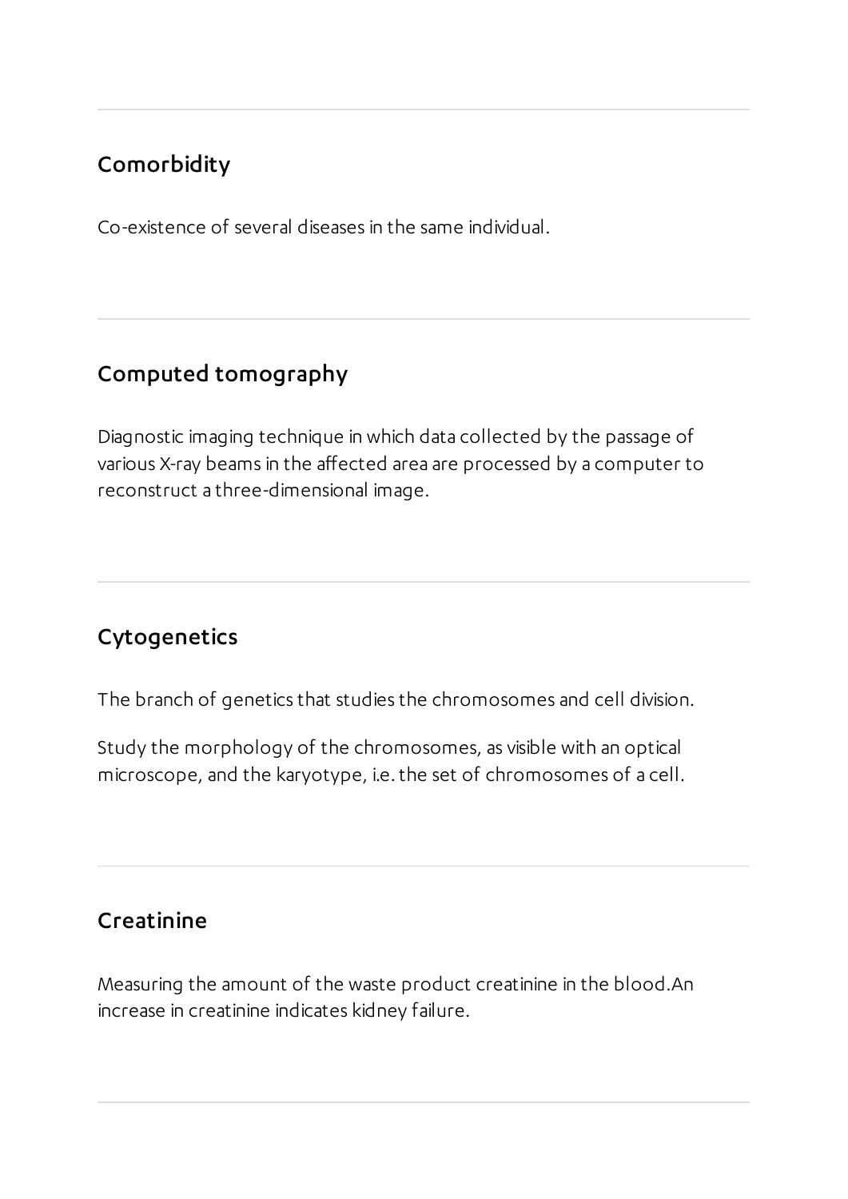## Comorbidity

Co-existence of several diseases in the same individual.

---

## Computed tomography

Diagnostic imaging technique in which data collected by the passage of various X-ray beams in the affected area are processed by a computer to reconstruct a three-dimensional image.

---

## Cytogenetics

The branch of genetics that studies the chromosomes and cell division.

Study the morphology of the chromosomes, as visible with an optical microscope, and the karyotype, i.e. the set of chromosomes of a cell.

---

## Creatinine

Measuring the amount of the waste product creatinine in the blood.An increase in creatinine indicates kidney failure.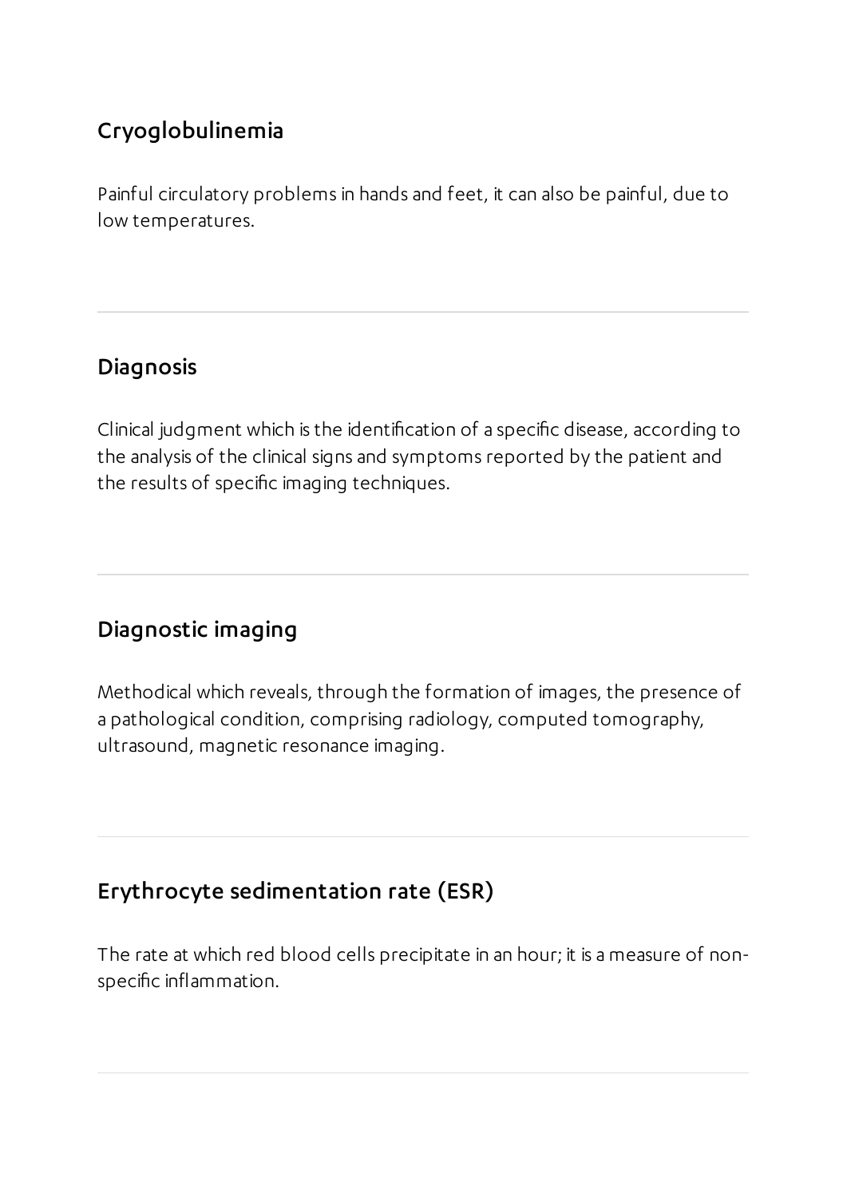## Cryoglobulinemia

Painful circulatory problems in hands and feet, it can also be painful, due to low temperatures.

---

## Diagnosis

Clinical judgment which is the identification of a specific disease, according to the analysis of the clinical signs and symptoms reported by the patient and the results of specific imaging techniques.

---

## Diagnostic imaging

Methodical which reveals, through the formation of images, the presence of a pathological condition, comprising radiology, computed tomography, ultrasound, magnetic resonance imaging.

---

## Erythrocyte sedimentation rate (ESR)

The rate at which red blood cells precipitate in an hour; it is a measure of non-specific inflammation.

---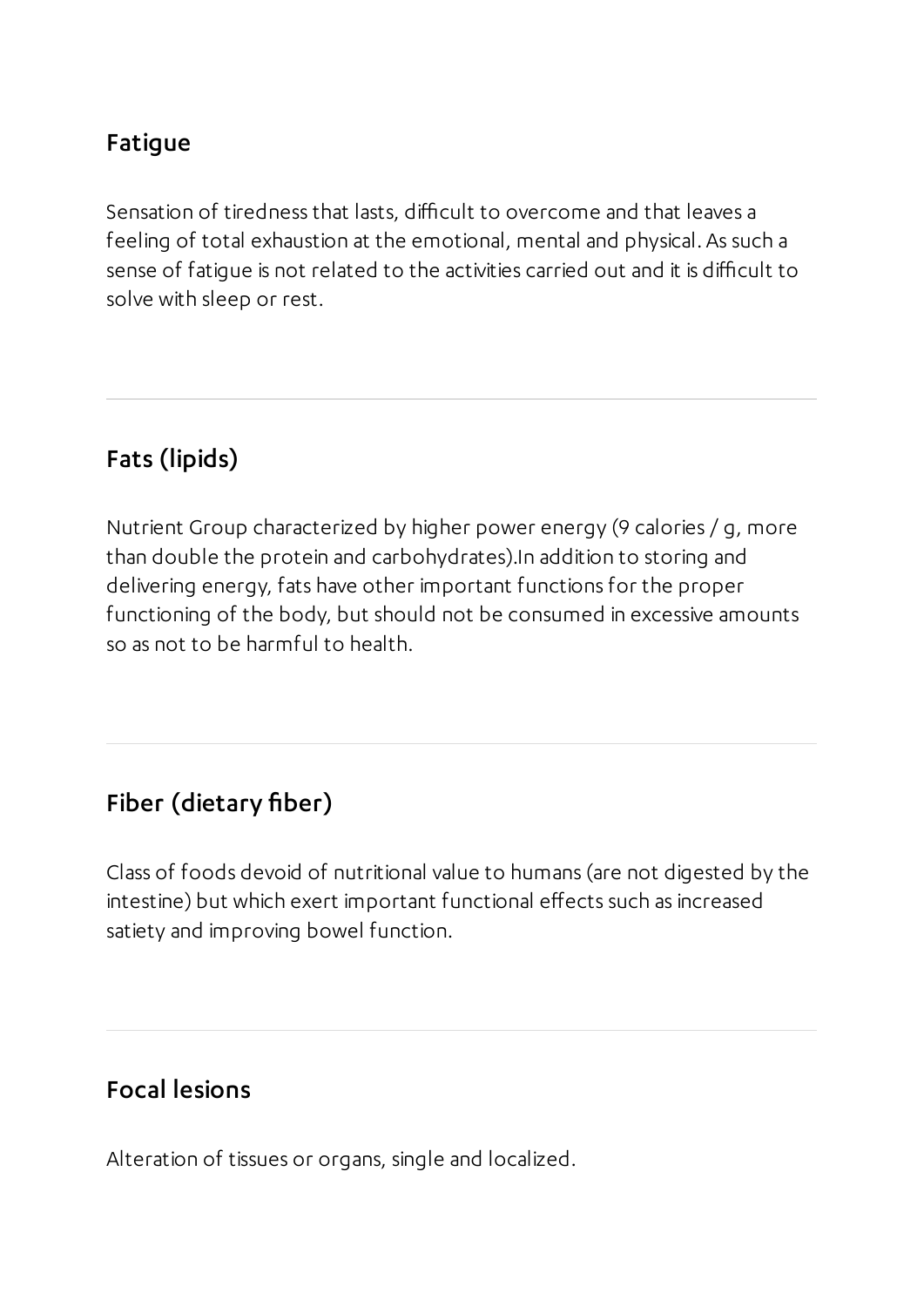## Fatigue

Sensation of tiredness that lasts, difficult to overcome and that leaves a feeling of total exhaustion at the emotional, mental and physical. As such a sense of fatigue is not related to the activities carried out and it is difficult to solve with sleep or rest.

---

## Fats (lipids)

Nutrient Group characterized by higher power energy (9 calories / g, more than double the protein and carbohydrates).In addition to storing and delivering energy, fats have other important functions for the proper functioning of the body, but should not be consumed in excessive amounts so as not to be harmful to health.

---

## Fiber (dietary fiber)

Class of foods devoid of nutritional value to humans (are not digested by the intestine) but which exert important functional effects such as increased satiety and improving bowel function.

---

## Focal lesions

Alteration of tissues or organs, single and localized.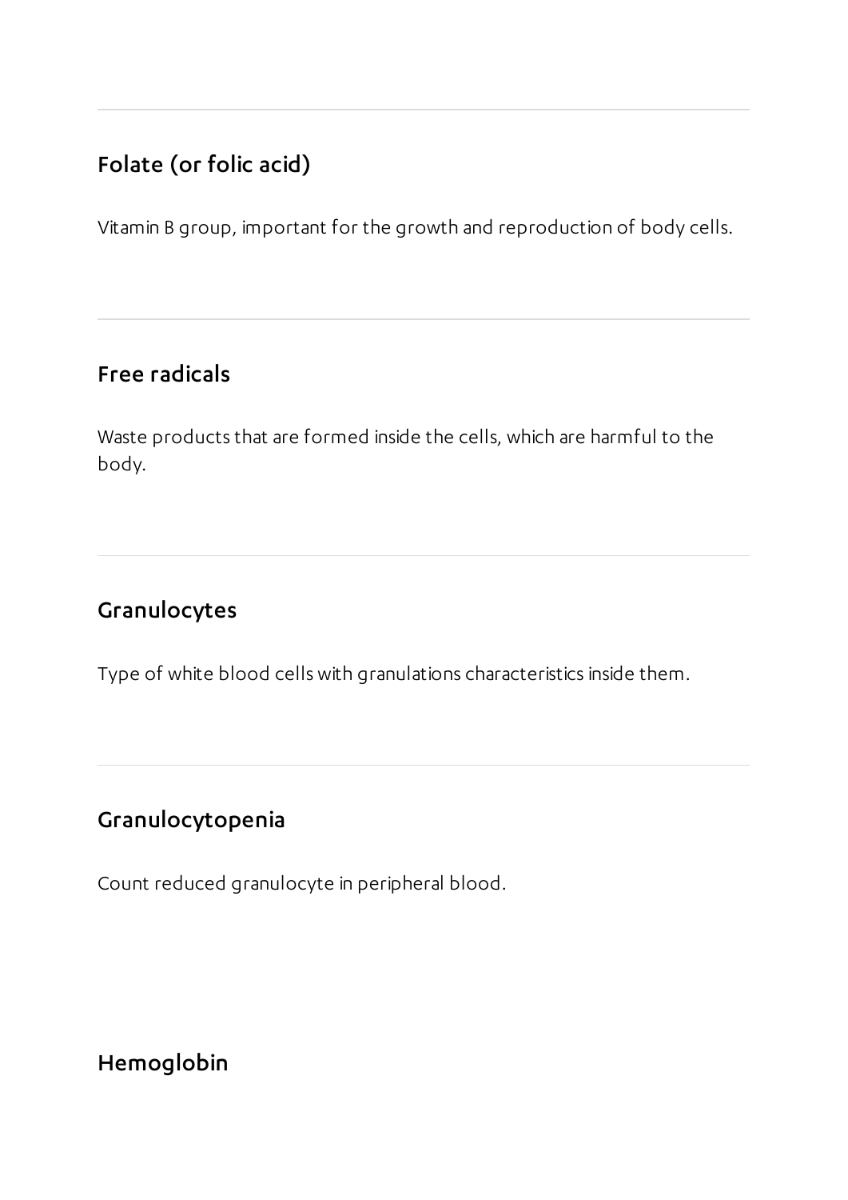---

### Folate (or folic acid)

Vitamin B group, important for the growth and reproduction of body cells.

---

### Free radicals

Waste products that are formed inside the cells, which are harmful to the body.

---

### Granulocytes

Type of white blood cells with granulations characteristics inside them.

---

### Granulocytopenia

Count reduced granulocyte in peripheral blood.

### Hemoglobin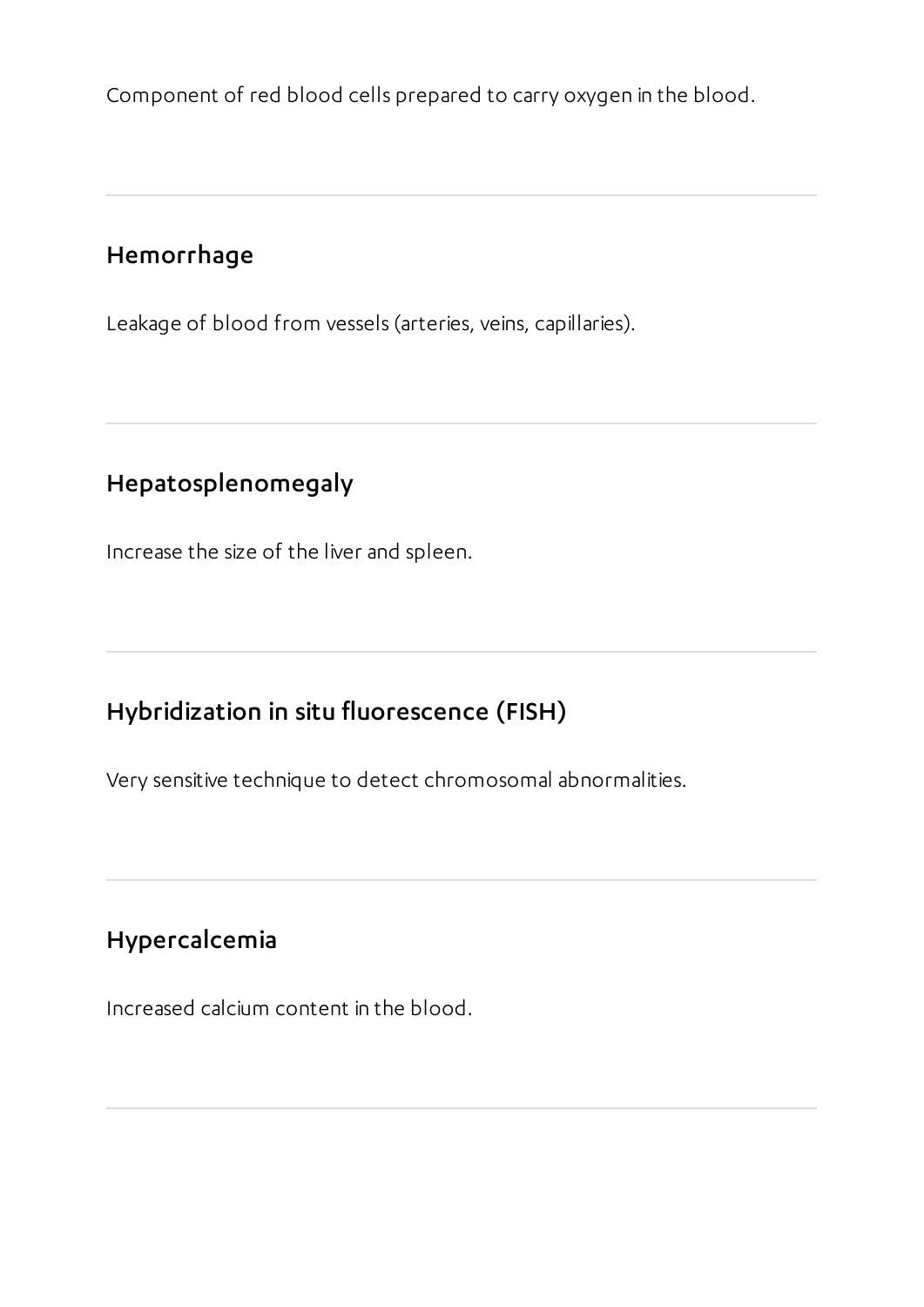Component of red blood cells prepared to carry oxygen in the blood.

---

### Hemorrhage

Leakage of blood from vessels (arteries, veins, capillaries).

---

### Hepatosplenomegaly

Increase the size of the liver and spleen.

---

### Hybridization in situ fluorescence (FISH)

Very sensitive technique to detect chromosomal abnormalities.

---

### Hypercalcemia

Increased calcium content in the blood.

---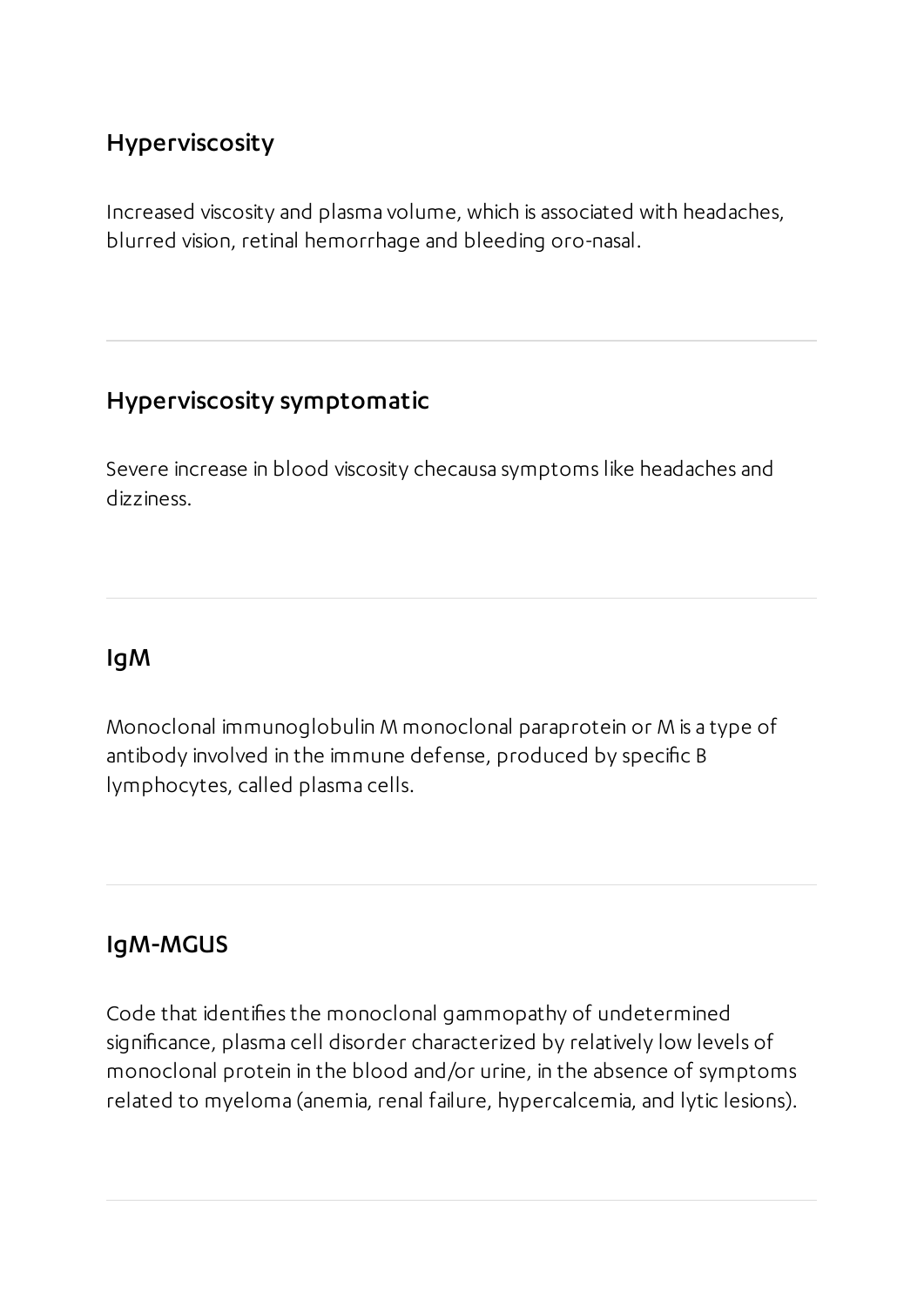## Hyperviscosity

Increased viscosity and plasma volume, which is associated with headaches, blurred vision, retinal hemorrhage and bleeding oro-nasal.

---

## Hyperviscosity symptomatic

Severe increase in blood viscosity checausa symptoms like headaches and dizziness.

---

## IgM

Monoclonal immunoglobulin M monoclonal paraprotein or M is a type of antibody involved in the immune defense, produced by specific B lymphocytes, called plasma cells.

---

## IgM-MGUS

Code that identifies the monoclonal gammopathy of undetermined significance, plasma cell disorder characterized by relatively low levels of monoclonal protein in the blood and/or urine, in the absence of symptoms related to myeloma (anemia, renal failure, hypercalcemia, and lytic lesions).

---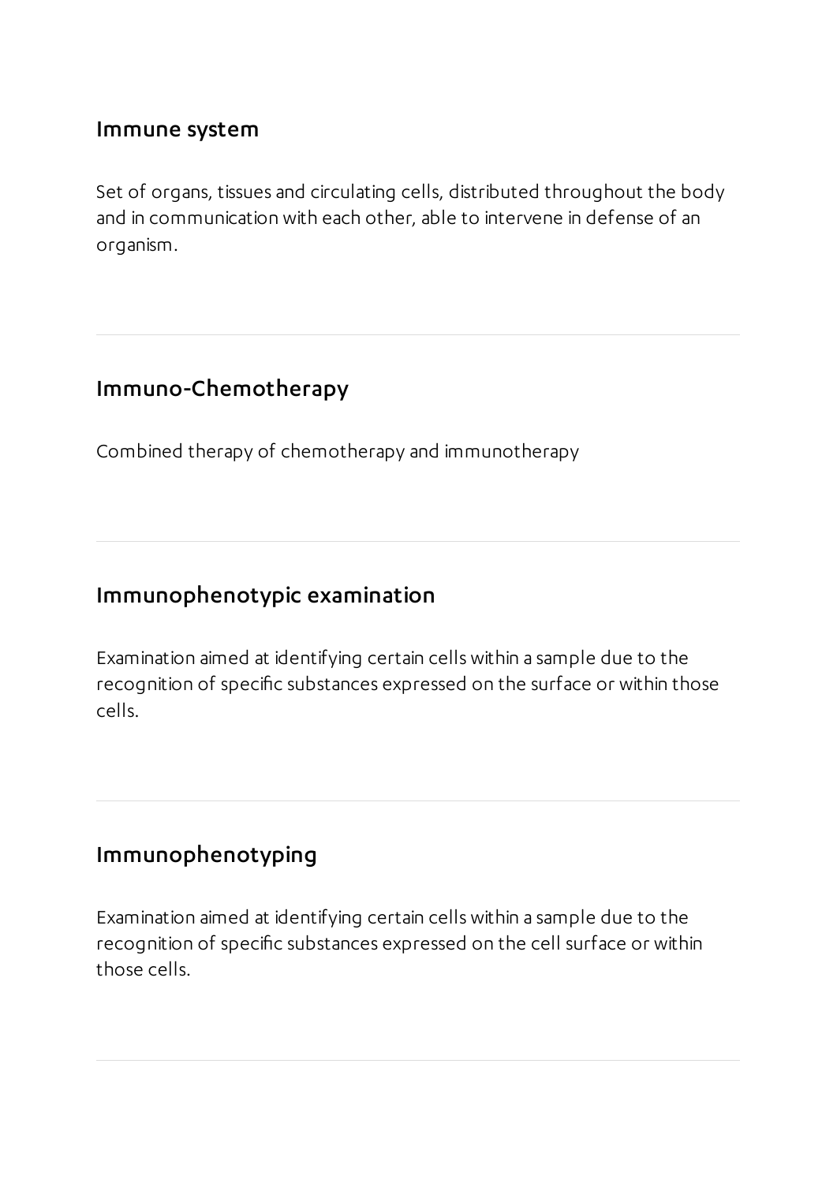### Immune system

Set of organs, tissues and circulating cells, distributed throughout the body and in communication with each other, able to intervene in defense of an organism.

---

### Immuno-Chemotherapy

Combined therapy of chemotherapy and immunotherapy

---

### Immunophenotypic examination

Examination aimed at identifying certain cells within a sample due to the recognition of specific substances expressed on the surface or within those cells.

---

### Immunophenotyping

Examination aimed at identifying certain cells within a sample due to the recognition of specific substances expressed on the cell surface or within those cells.

---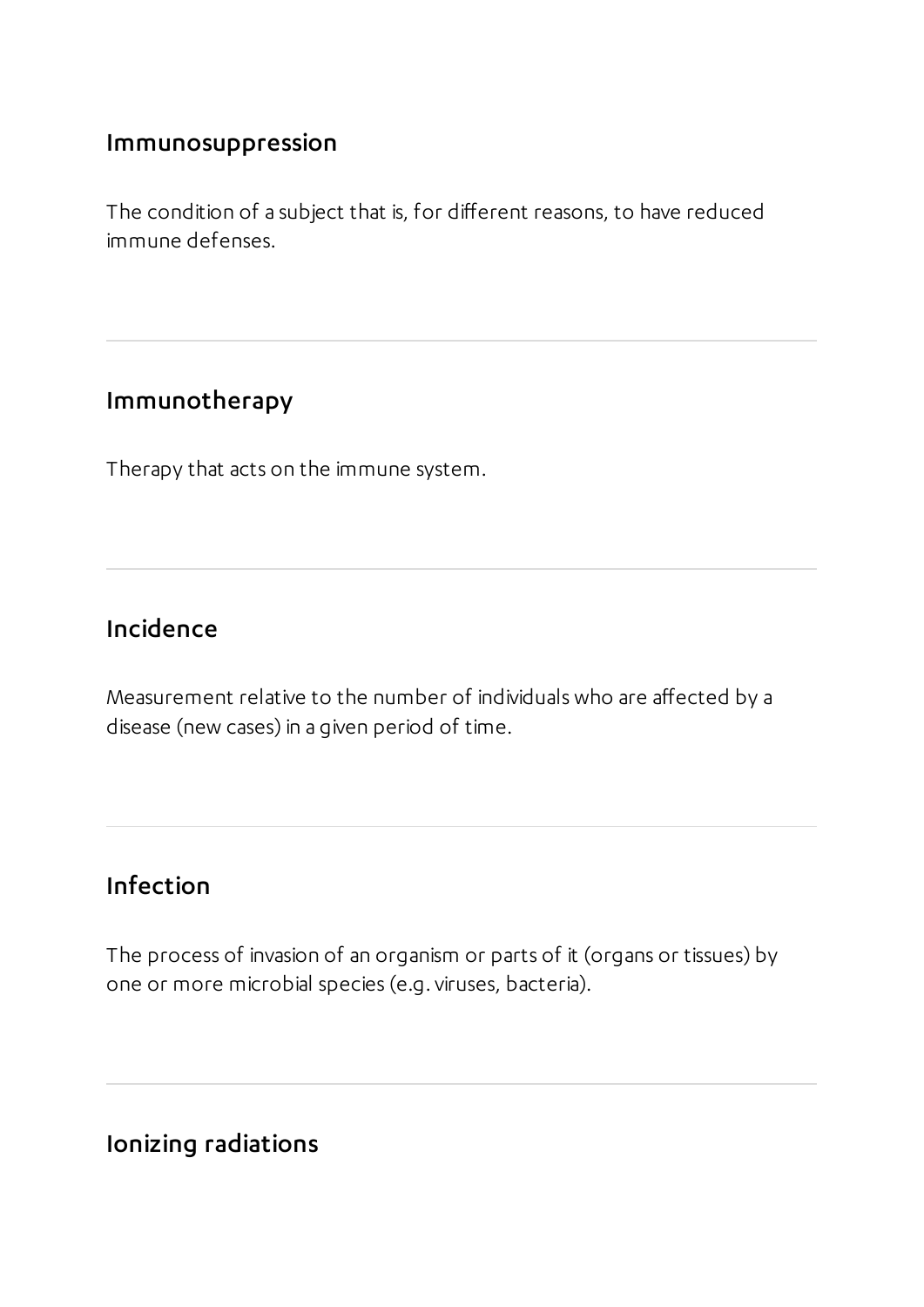### Immunosuppression

The condition of a subject that is, for different reasons, to have reduced immune defenses.

---

### Immunotherapy

Therapy that acts on the immune system.

---

### Incidence

Measurement relative to the number of individuals who are affected by a disease (new cases) in a given period of time.

---

### Infection

The process of invasion of an organism or parts of it (organs or tissues) by one or more microbial species (e.g. viruses, bacteria).

---

### Ionizing radiations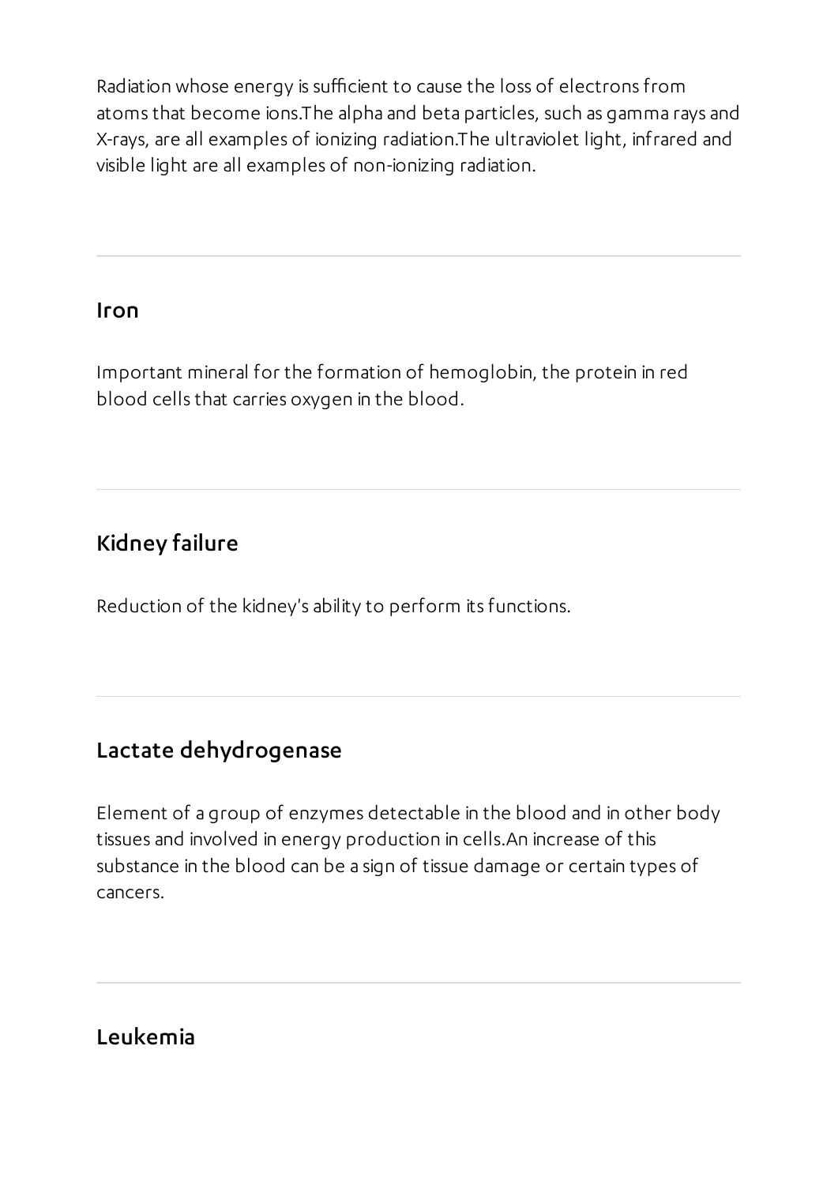Radiation whose energy is sufficient to cause the loss of electrons from atoms that become ions.The alpha and beta particles, such as gamma rays and X-rays, are all examples of ionizing radiation.The ultraviolet light, infrared and visible light are all examples of non-ionizing radiation.

---

## Iron

Important mineral for the formation of hemoglobin, the protein in red blood cells that carries oxygen in the blood.

---

## Kidney failure

Reduction of the kidney's ability to perform its functions.

---

## Lactate dehydrogenase

Element of a group of enzymes detectable in the blood and in other body tissues and involved in energy production in cells.An increase of this substance in the blood can be a sign of tissue damage or certain types of cancers.

---

## Leukemia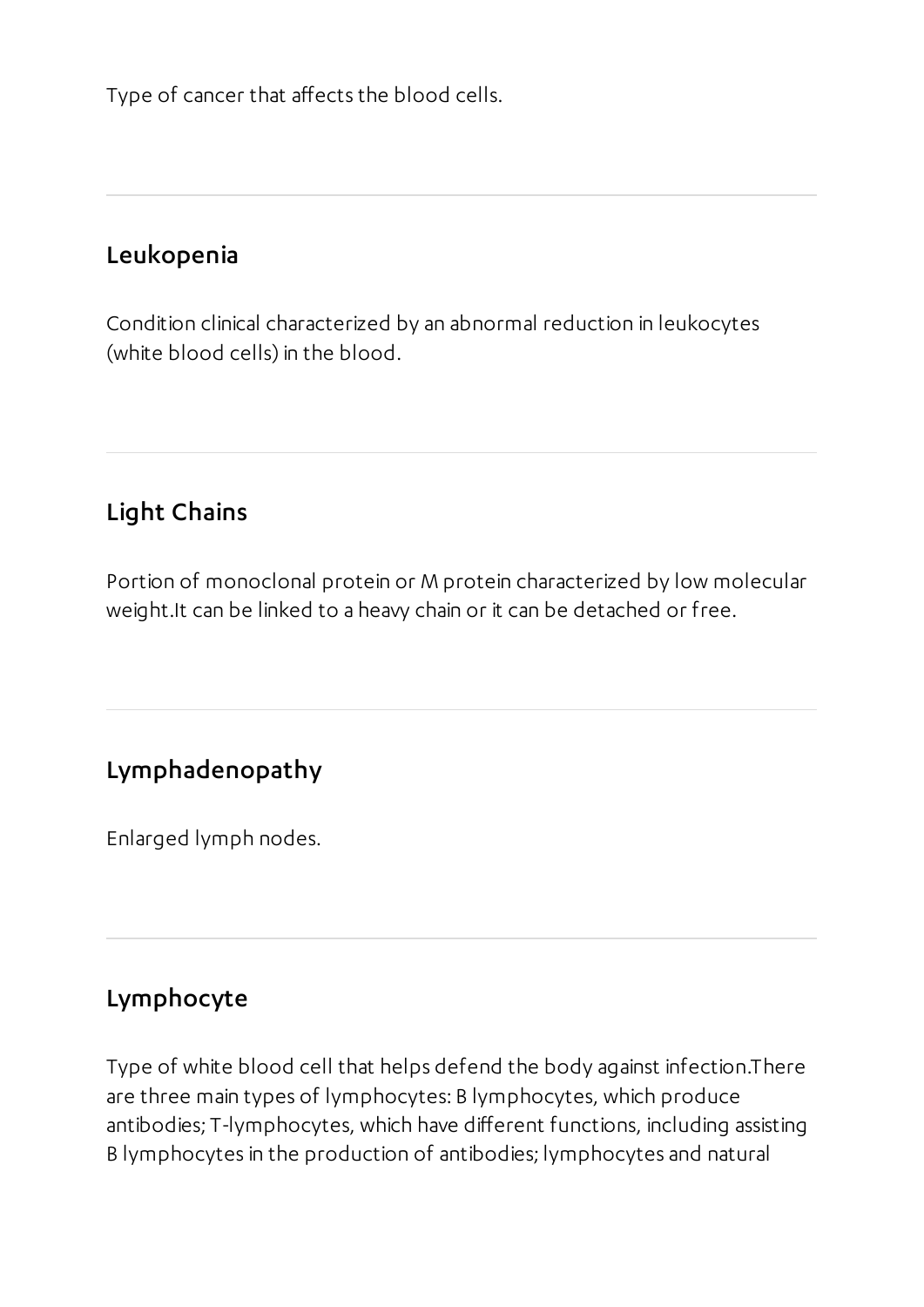Type of cancer that affects the blood cells.

---

## Leukopenia

Condition clinical characterized by an abnormal reduction in leukocytes (white blood cells) in the blood.

---

## Light Chains

Portion of monoclonal protein or M protein characterized by low molecular weight.It can be linked to a heavy chain or it can be detached or free.

---

## Lymphadenopathy

Enlarged lymph nodes.

---

## Lymphocyte

Type of white blood cell that helps defend the body against infection.There are three main types of lymphocytes: B lymphocytes, which produce antibodies; T-lymphocytes, which have different functions, including assisting B lymphocytes in the production of antibodies; lymphocytes and natural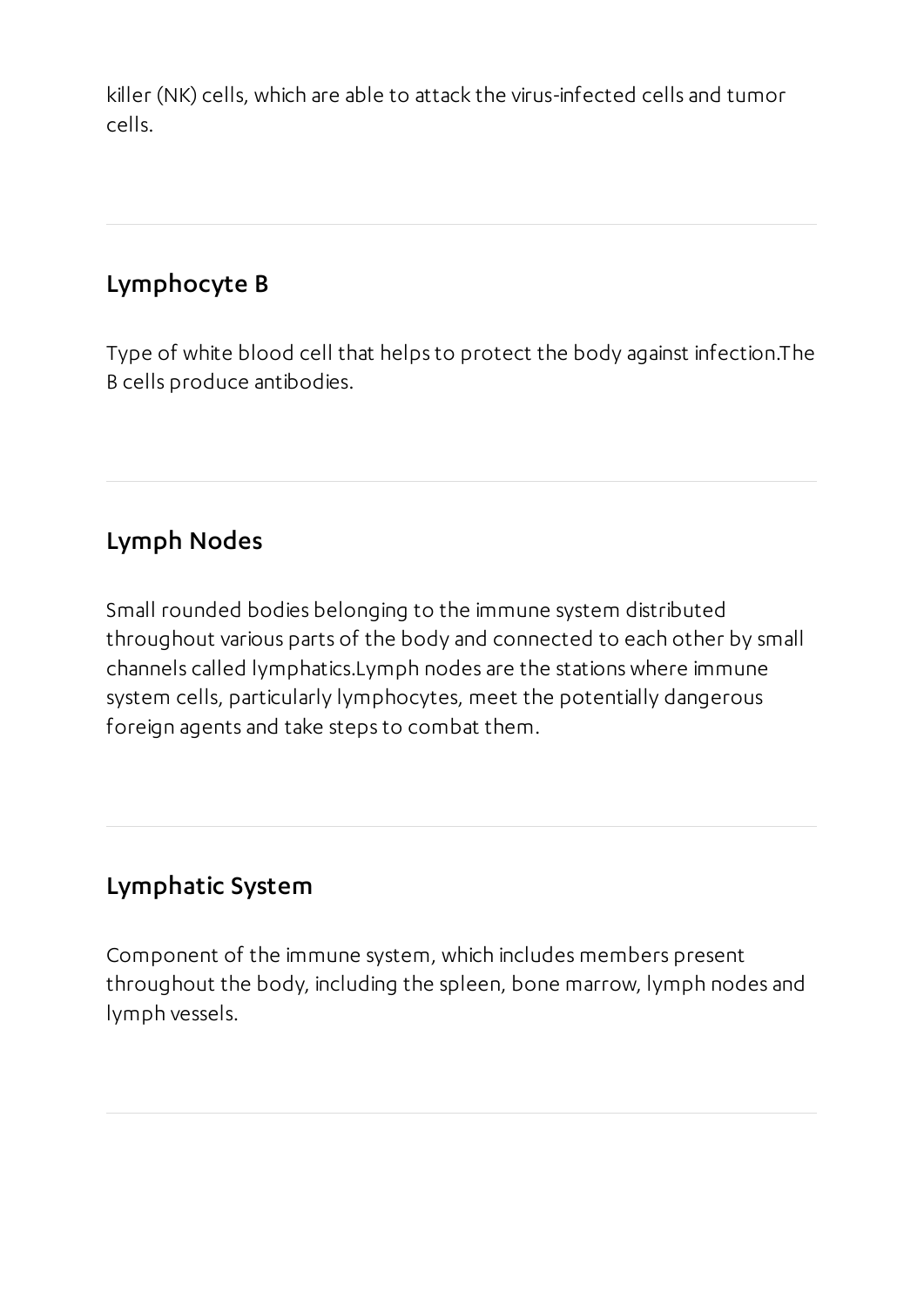killer (NK) cells, which are able to attack the virus-infected cells and tumor cells.

---

## Lymphocyte B

Type of white blood cell that helps to protect the body against infection.The B cells produce antibodies.

---

## Lymph Nodes

Small rounded bodies belonging to the immune system distributed throughout various parts of the body and connected to each other by small channels called lymphatics.Lymph nodes are the stations where immune system cells, particularly lymphocytes, meet the potentially dangerous foreign agents and take steps to combat them.

---

## Lymphatic System

Component of the immune system, which includes members present throughout the body, including the spleen, bone marrow, lymph nodes and lymph vessels.

---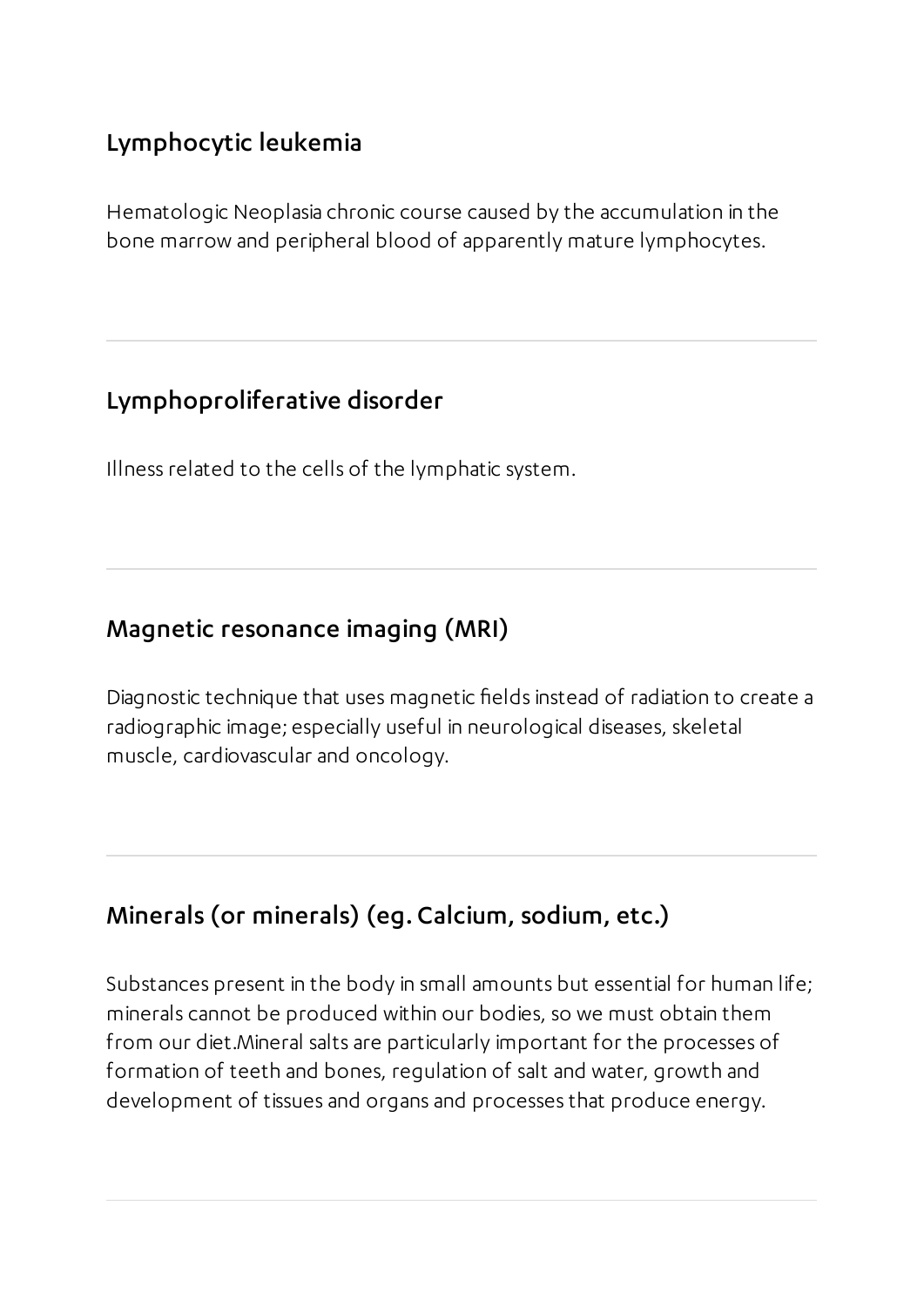## Lymphocytic leukemia

Hematologic Neoplasia chronic course caused by the accumulation in the bone marrow and peripheral blood of apparently mature lymphocytes.

---

## Lymphoproliferative disorder

Illness related to the cells of the lymphatic system.

---

## Magnetic resonance imaging (MRI)

Diagnostic technique that uses magnetic fields instead of radiation to create a radiographic image; especially useful in neurological diseases, skeletal muscle, cardiovascular and oncology.

---

## Minerals (or minerals) (eg. Calcium, sodium, etc.)

Substances present in the body in small amounts but essential for human life; minerals cannot be produced within our bodies, so we must obtain them from our diet.Mineral salts are particularly important for the processes of formation of teeth and bones, regulation of salt and water, growth and development of tissues and organs and processes that produce energy.

---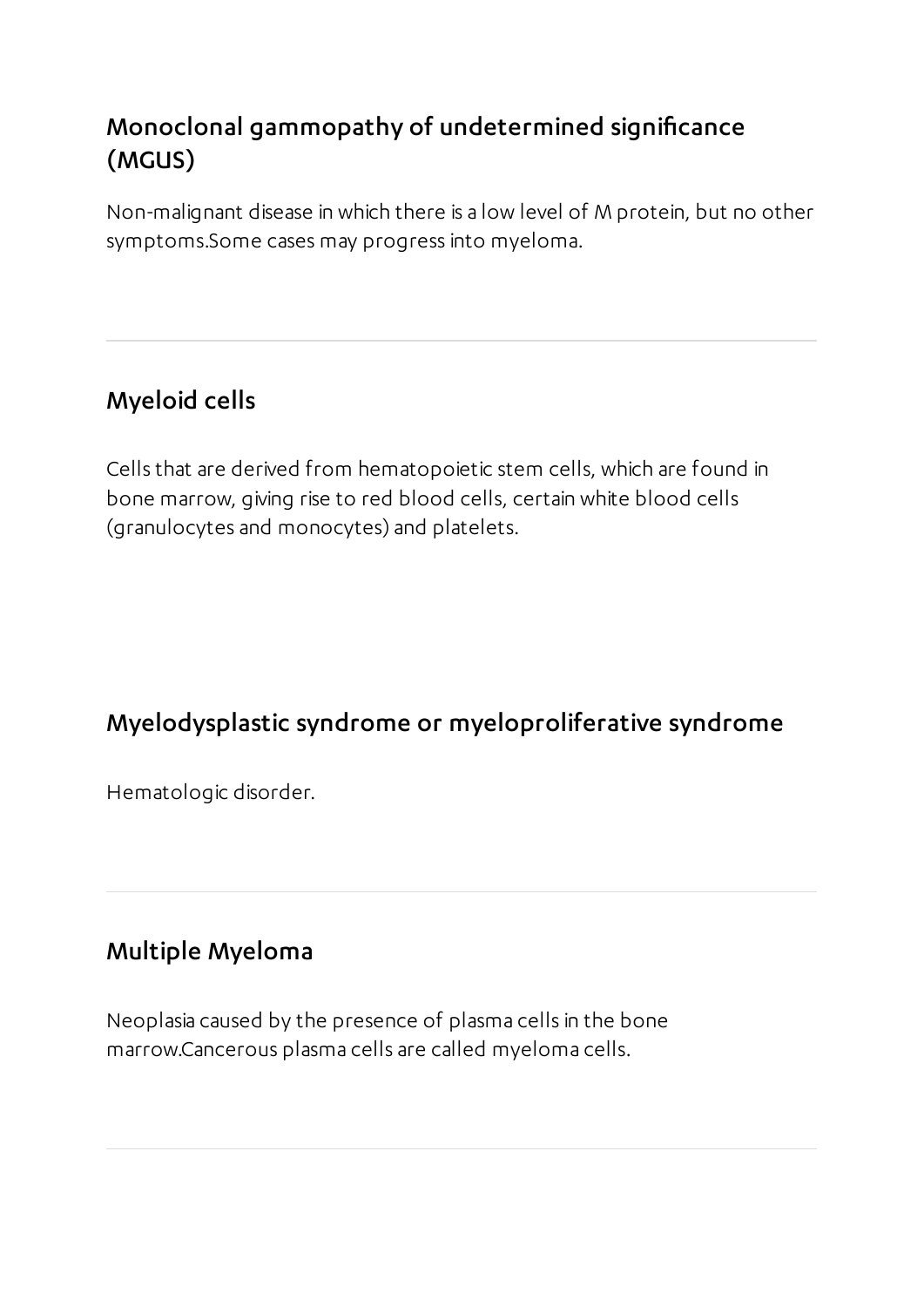## Monoclonal gammopathy of undetermined significance (MGUS)

Non-malignant disease in which there is a low level of M protein, but no other symptoms.Some cases may progress into myeloma.

---

## Myeloid cells

Cells that are derived from hematopoietic stem cells, which are found in bone marrow, giving rise to red blood cells, certain white blood cells (granulocytes and monocytes) and platelets.

## Myelodysplastic syndrome or myeloproliferative syndrome

Hematologic disorder.

---

## Multiple Myeloma

Neoplasia caused by the presence of plasma cells in the bone marrow.Cancerous plasma cells are called myeloma cells.

---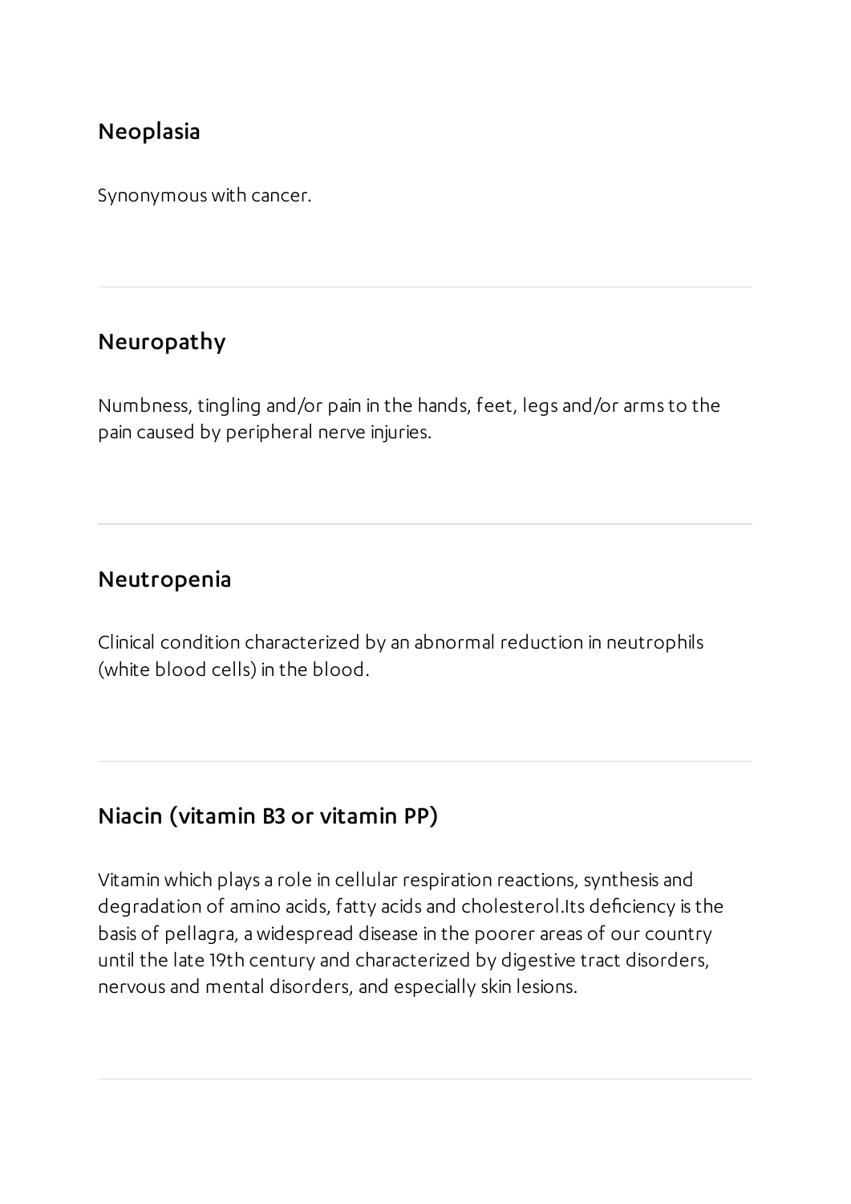## Neoplasia

Synonymous with cancer.

---

## Neuropathy

Numbness, tingling and/or pain in the hands, feet, legs and/or arms to the pain caused by peripheral nerve injuries.

---

## Neutropenia

Clinical condition characterized by an abnormal reduction in neutrophils (white blood cells) in the blood.

---

## Niacin (vitamin B3 or vitamin PP)

Vitamin which plays a role in cellular respiration reactions, synthesis and degradation of amino acids, fatty acids and cholesterol.Its deficiency is the basis of pellagra, a widespread disease in the poorer areas of our country until the late 19th century and characterized by digestive tract disorders, nervous and mental disorders, and especially skin lesions.

---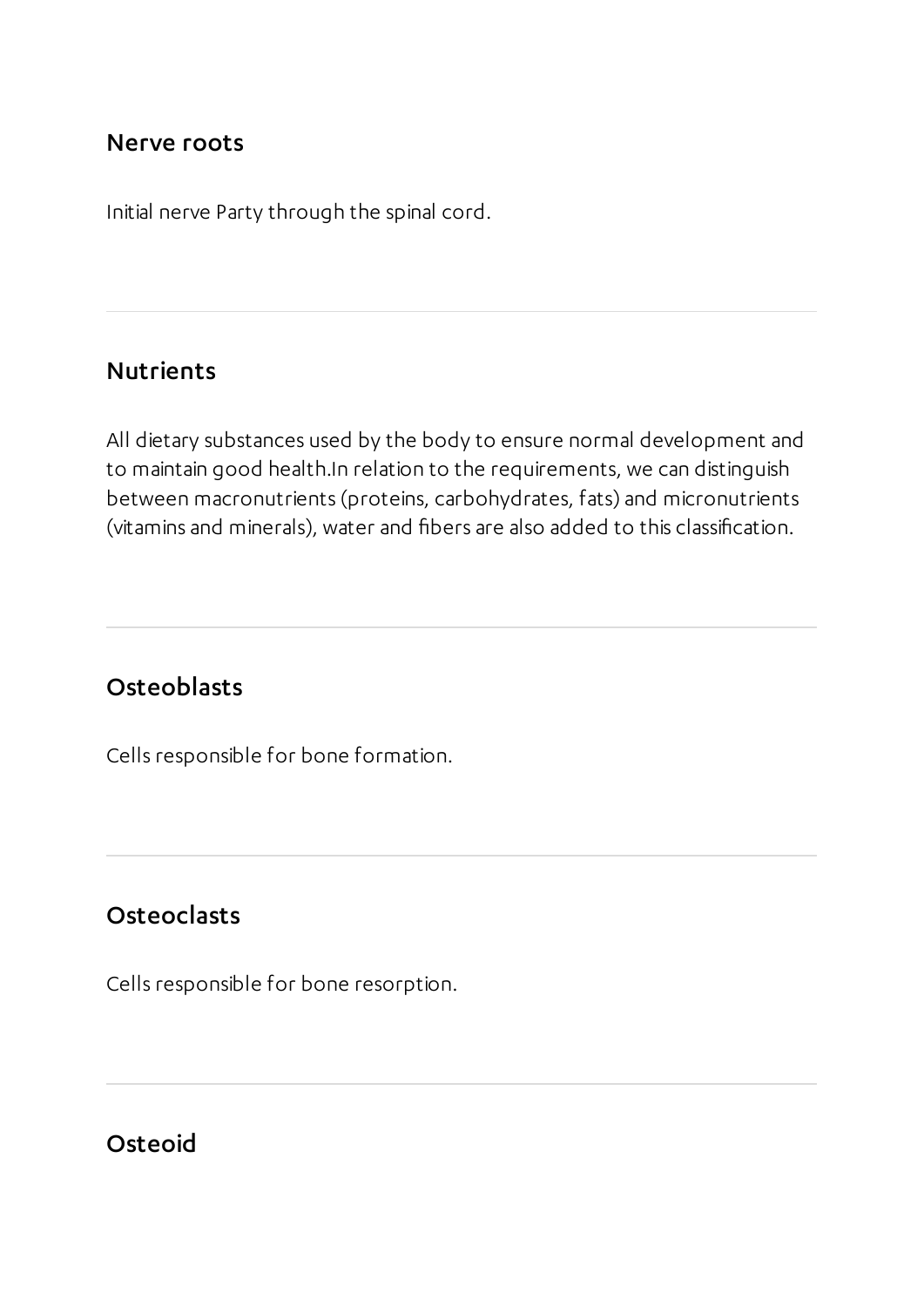### Nerve roots

Initial nerve Party through the spinal cord.

---

### Nutrients

All dietary substances used by the body to ensure normal development and to maintain good health.In relation to the requirements, we can distinguish between macronutrients (proteins, carbohydrates, fats) and micronutrients (vitamins and minerals), water and fibers are also added to this classification.

---

### Osteoblasts

Cells responsible for bone formation.

---

### Osteoclasts

Cells responsible for bone resorption.

---

### Osteoid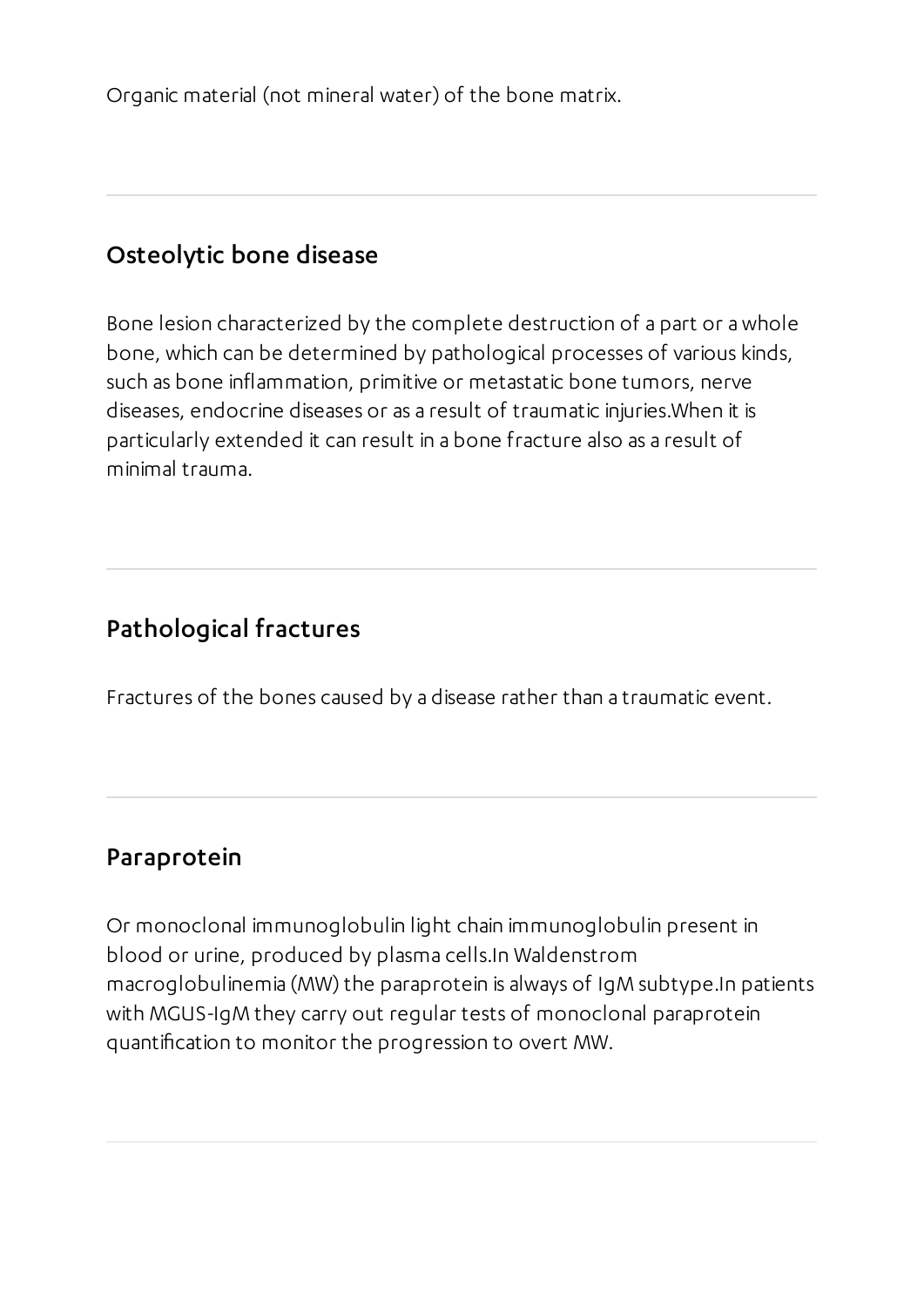Organic material (not mineral water) of the bone matrix.

---

## Osteolytic bone disease

Bone lesion characterized by the complete destruction of a part or a whole bone, which can be determined by pathological processes of various kinds, such as bone inflammation, primitive or metastatic bone tumors, nerve diseases, endocrine diseases or as a result of traumatic injuries.When it is particularly extended it can result in a bone fracture also as a result of minimal trauma.

---

## Pathological fractures

Fractures of the bones caused by a disease rather than a traumatic event.

---

## Paraprotein

Or monoclonal immunoglobulin light chain immunoglobulin present in blood or urine, produced by plasma cells.In Waldenstrom macroglobulinemia (MW) the paraprotein is always of IgM subtype.In patients with MGUS-IgM they carry out regular tests of monoclonal paraprotein quantification to monitor the progression to overt MW.

---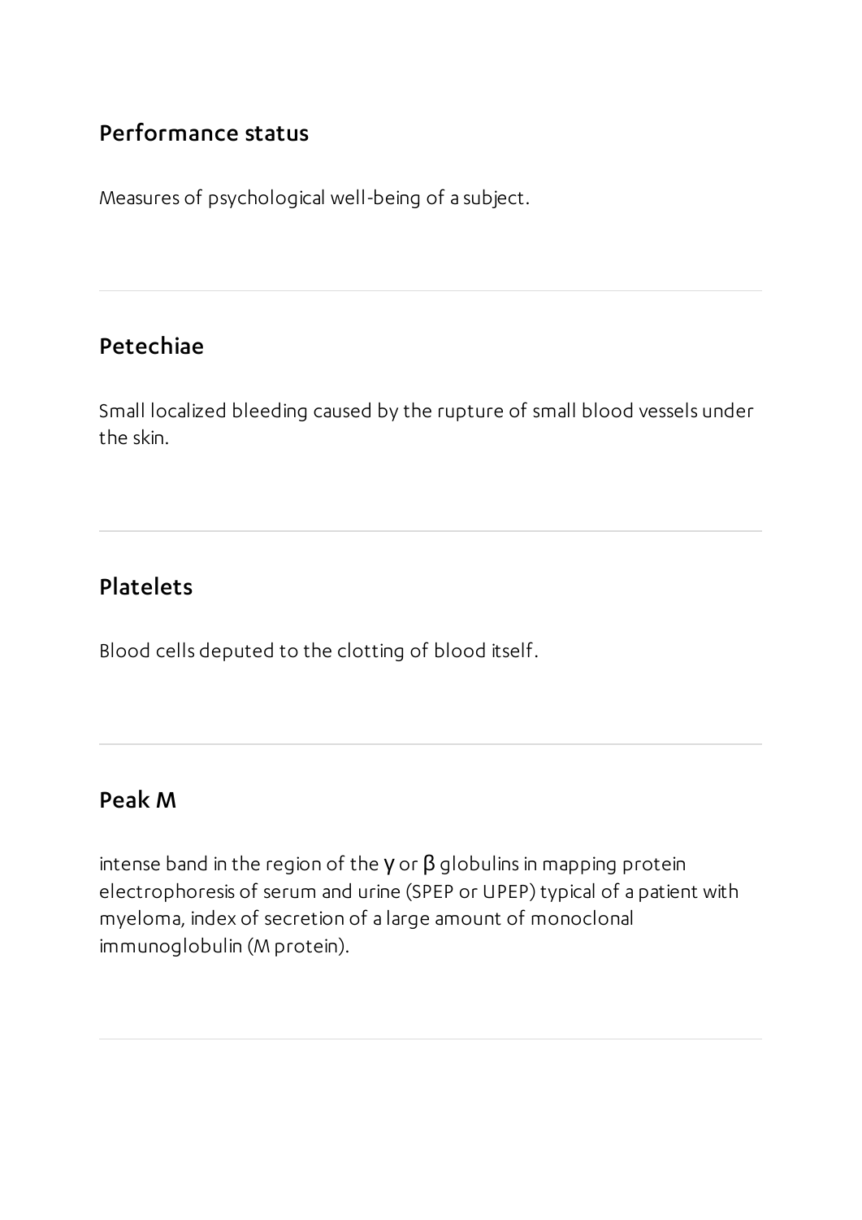## Performance status

Measures of psychological well-being of a subject.

---

## Petechiae

Small localized bleeding caused by the rupture of small blood vessels under the skin.

---

## Platelets

Blood cells deputed to the clotting of blood itself.

---

## Peak M

intense band in the region of the $\gamma$ or $\beta$ globulins in mapping protein electrophoresis of serum and urine (SPEP or UPEP) typical of a patient with myeloma, index of secretion of a large amount of monoclonal immunoglobulin (M protein).

---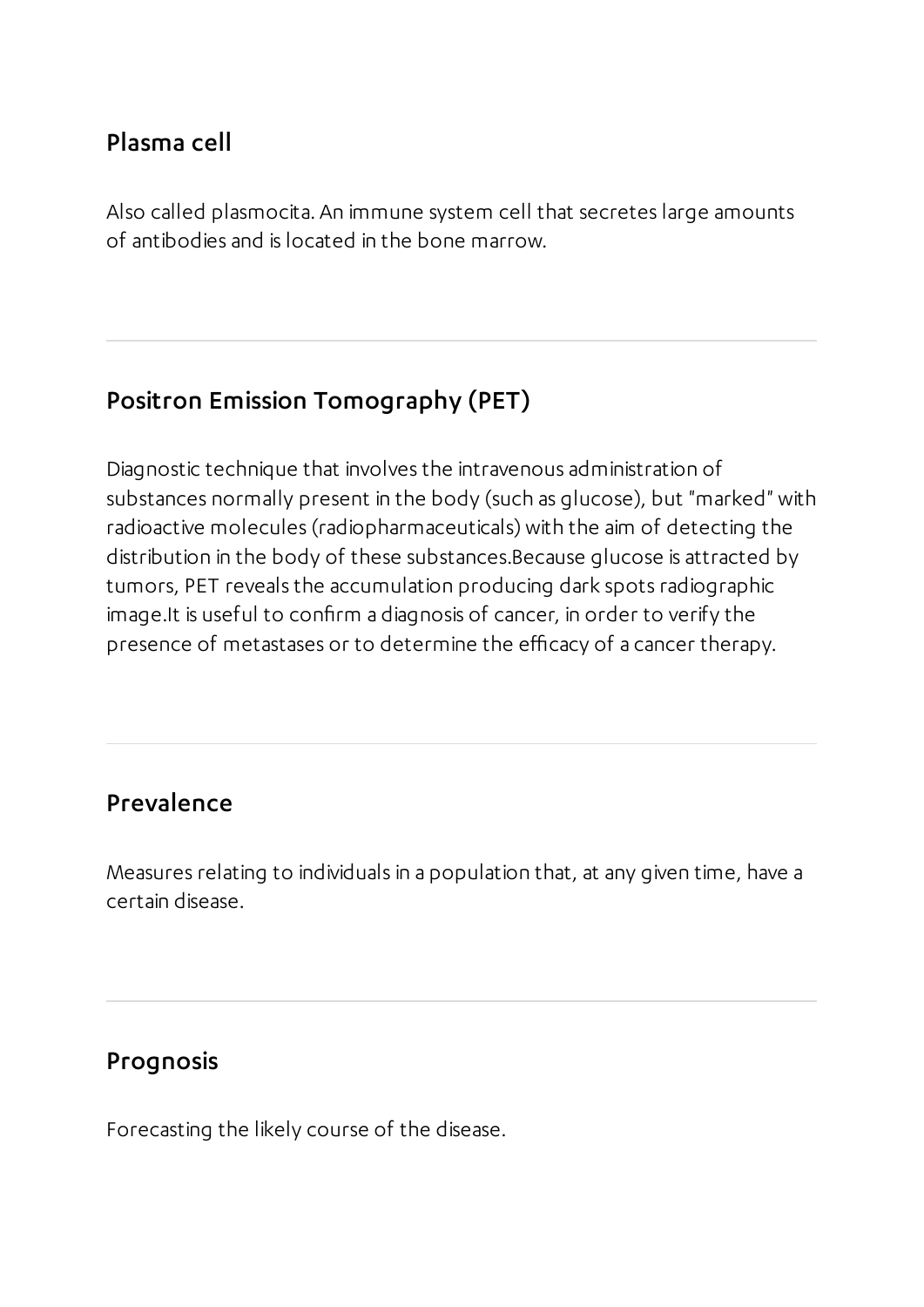## Plasma cell

Also called plasmocita. An immune system cell that secretes large amounts of antibodies and is located in the bone marrow.

---

## Positron Emission Tomography (PET)

Diagnostic technique that involves the intravenous administration of substances normally present in the body (such as glucose), but "marked" with radioactive molecules (radiopharmaceuticals) with the aim of detecting the distribution in the body of these substances.Because glucose is attracted by tumors, PET reveals the accumulation producing dark spots radiographic image.It is useful to confirm a diagnosis of cancer, in order to verify the presence of metastases or to determine the efficacy of a cancer therapy.

---

## Prevalence

Measures relating to individuals in a population that, at any given time, have a certain disease.

---

## Prognosis

Forecasting the likely course of the disease.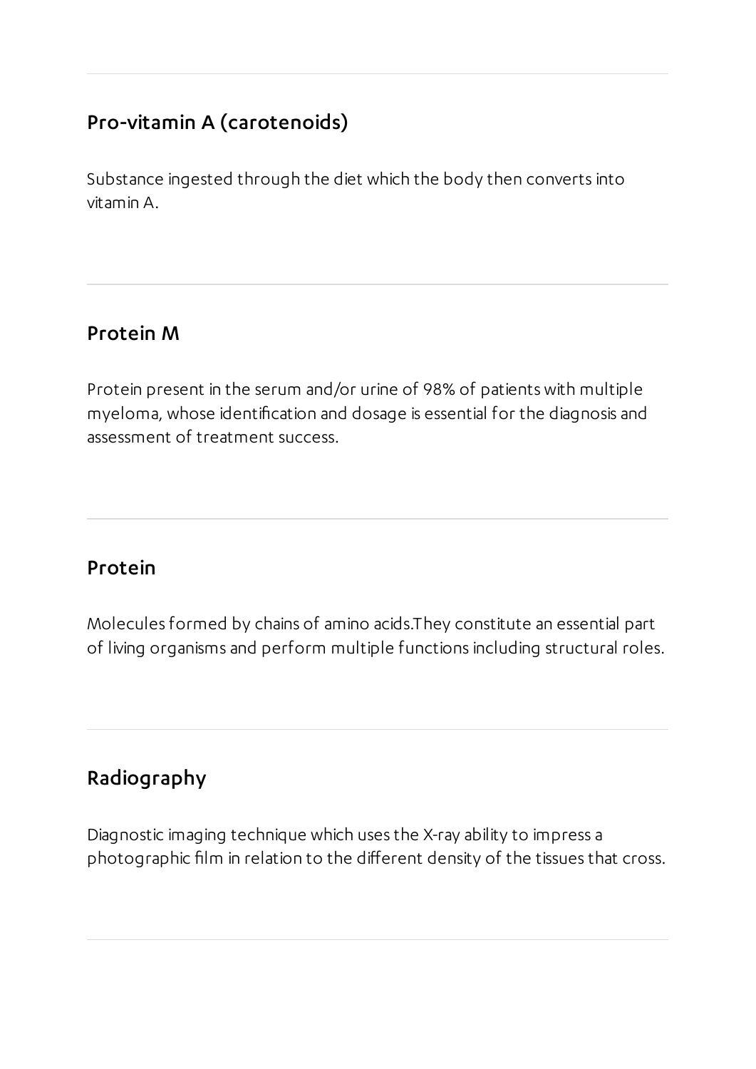## Pro-vitamin A (carotenoids)

Substance ingested through the diet which the body then converts into vitamin A.

---

## Protein M

Protein present in the serum and/or urine of 98% of patients with multiple myeloma, whose identification and dosage is essential for the diagnosis and assessment of treatment success.

---

## Protein

Molecules formed by chains of amino acids.They constitute an essential part of living organisms and perform multiple functions including structural roles.

---

## Radiography

Diagnostic imaging technique which uses the X-ray ability to impress a photographic film in relation to the different density of the tissues that cross.

---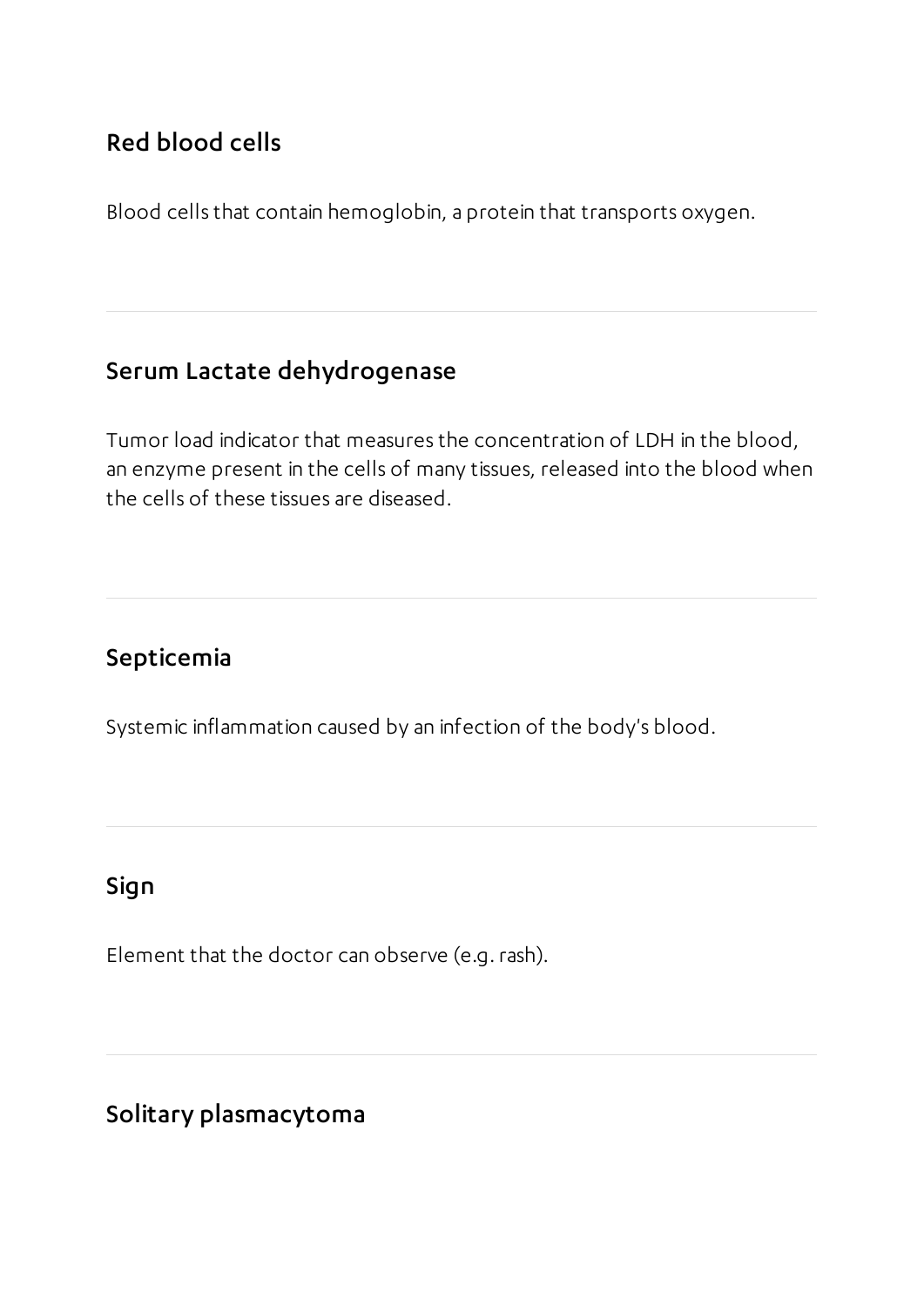### Red blood cells

Blood cells that contain hemoglobin, a protein that transports oxygen.

---

### Serum Lactate dehydrogenase

Tumor load indicator that measures the concentration of LDH in the blood, an enzyme present in the cells of many tissues, released into the blood when the cells of these tissues are diseased.

---

### Septicemia

Systemic inflammation caused by an infection of the body's blood.

---

### Sign

Element that the doctor can observe (e.g. rash).

---

### Solitary plasmacytoma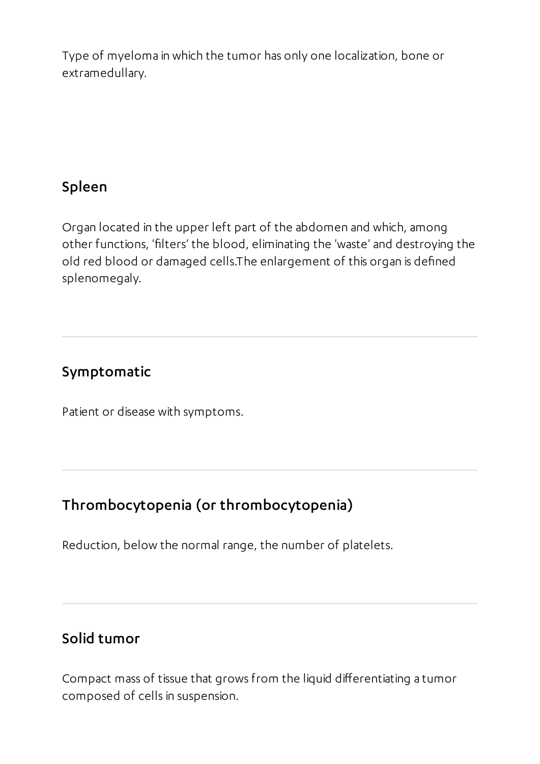Type of myeloma in which the tumor has only one localization, bone or extramedullary.

## Spleen

Organ located in the upper left part of the abdomen and which, among other functions, 'filters' the blood, eliminating the 'waste' and destroying the old red blood or damaged cells.The enlargement of this organ is defined splenomegaly.

---

## Symptomatic

Patient or disease with symptoms.

---

## Thrombocytopenia (or thrombocytopenia)

Reduction, below the normal range, the number of platelets.

---

## Solid tumor

Compact mass of tissue that grows from the liquid differentiating a tumor composed of cells in suspension.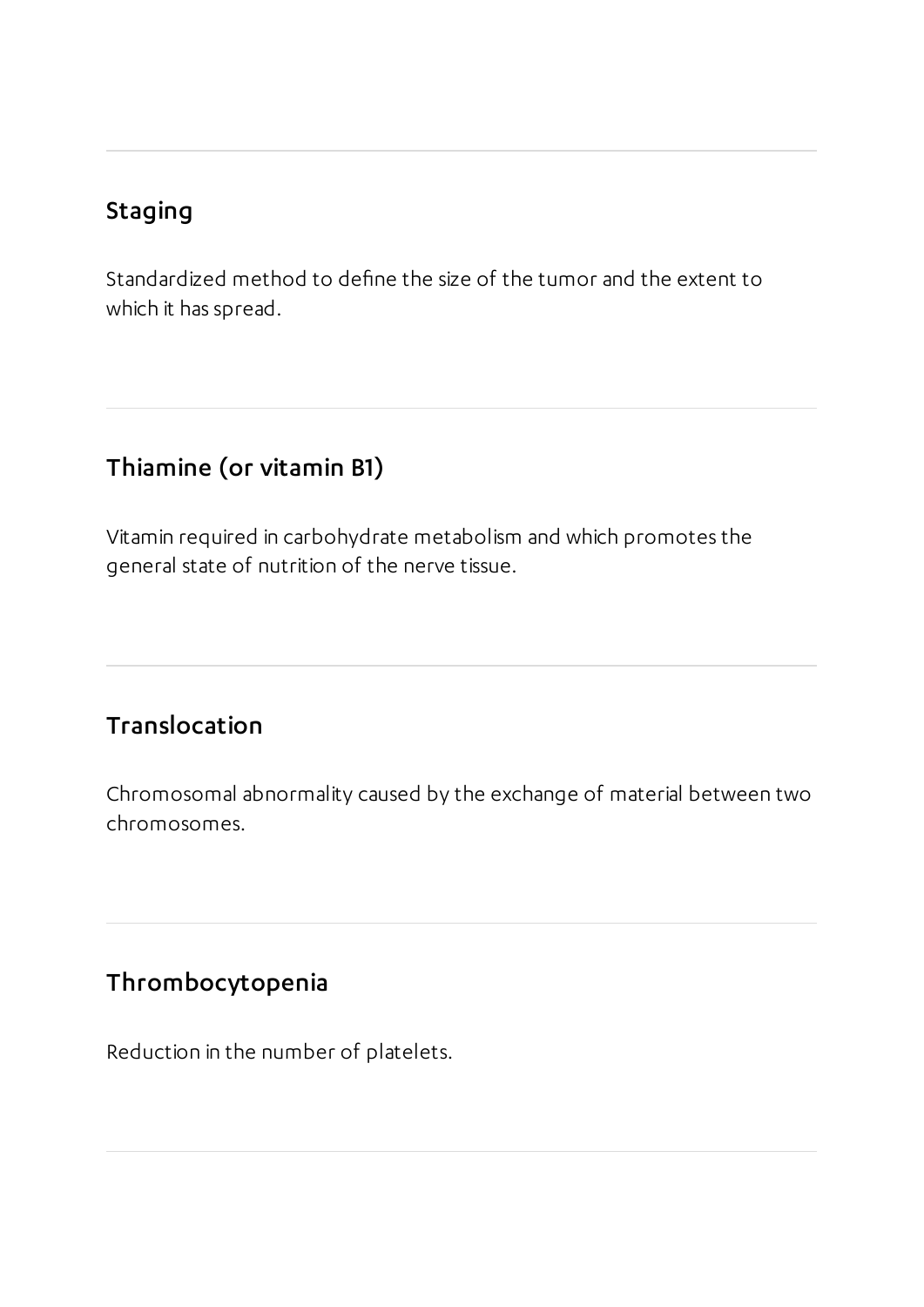## Staging

Standardized method to define the size of the tumor and the extent to which it has spread.

## Thiamine (or vitamin B1)

Vitamin required in carbohydrate metabolism and which promotes the general state of nutrition of the nerve tissue.

## Translocation

Chromosomal abnormality caused by the exchange of material between two chromosomes.

## Thrombocytopenia

Reduction in the number of platelets.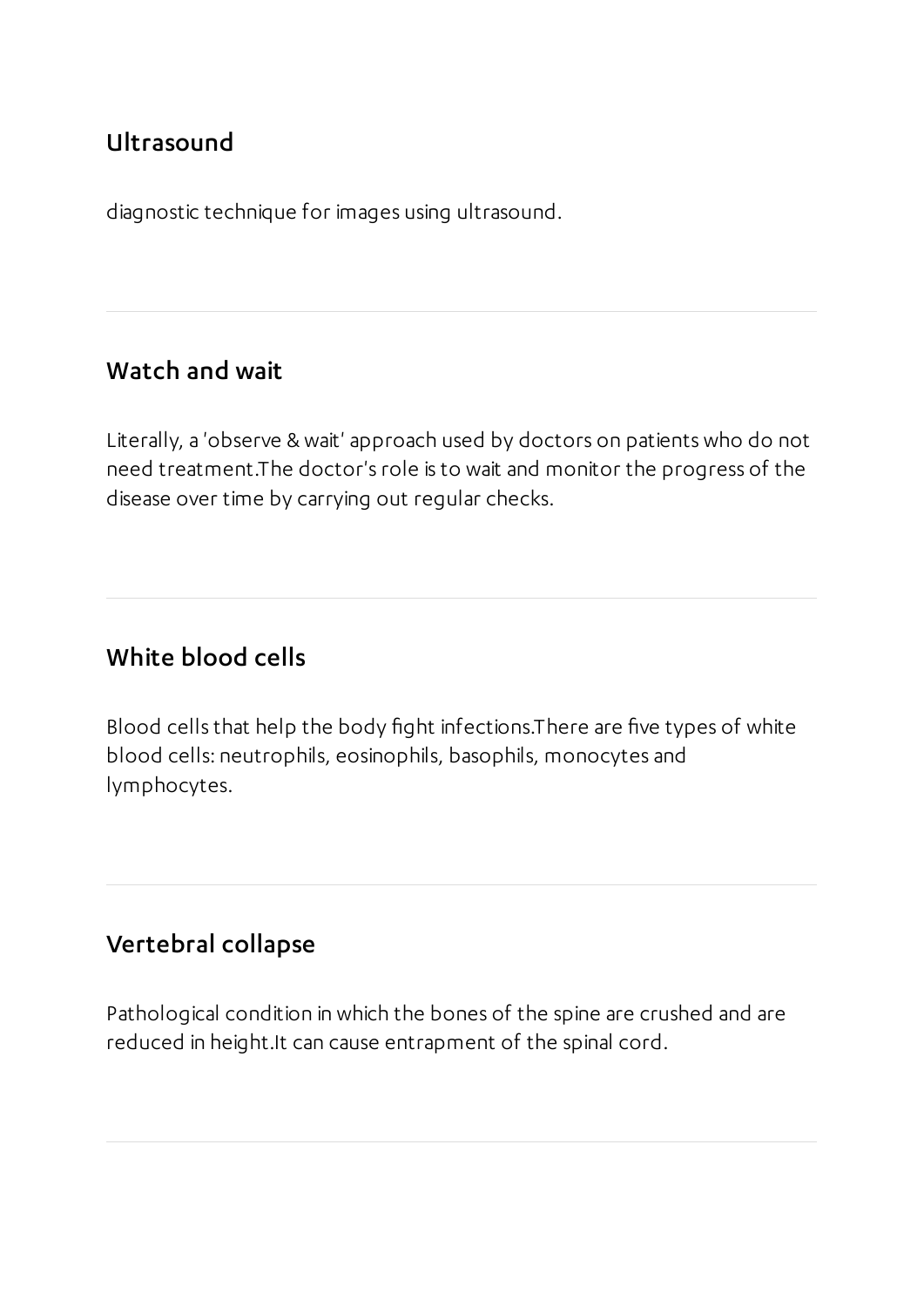## Ultrasound

diagnostic technique for images using ultrasound.

---

## Watch and wait

Literally, a 'observe & wait' approach used by doctors on patients who do not need treatment.The doctor's role is to wait and monitor the progress of the disease over time by carrying out regular checks.

---

## White blood cells

Blood cells that help the body fight infections.There are five types of white blood cells: neutrophils, eosinophils, basophils, monocytes and lymphocytes.

---

## Vertebral collapse

Pathological condition in which the bones of the spine are crushed and are reduced in height.It can cause entrapment of the spinal cord.

---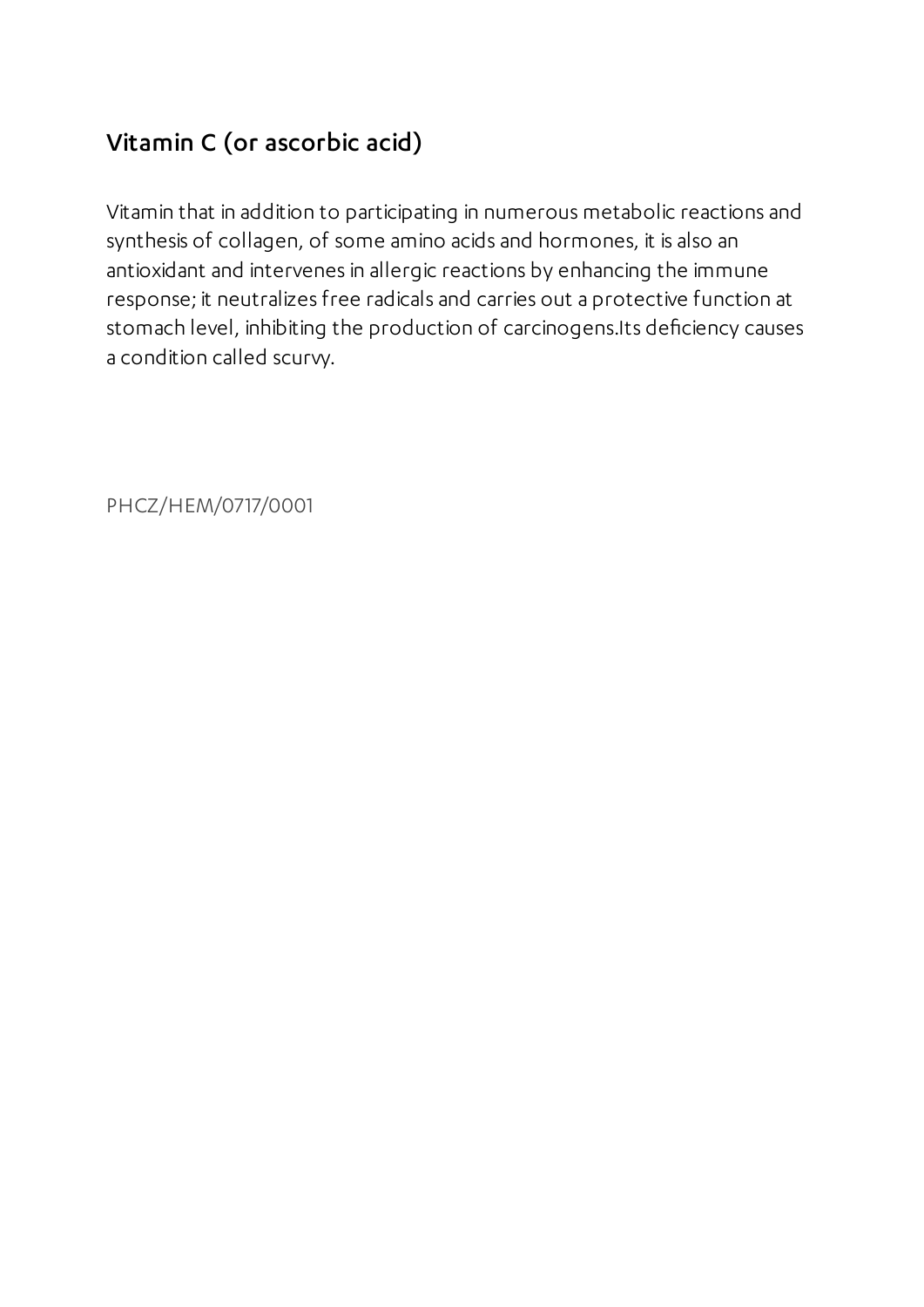## Vitamin C (or ascorbic acid)

Vitamin that in addition to participating in numerous metabolic reactions and synthesis of collagen, of some amino acids and hormones, it is also an antioxidant and intervenes in allergic reactions by enhancing the immune response; it neutralizes free radicals and carries out a protective function at stomach level, inhibiting the production of carcinogens.Its deficiency causes a condition called scurvy.

PHCZ/HEM/0717/0001